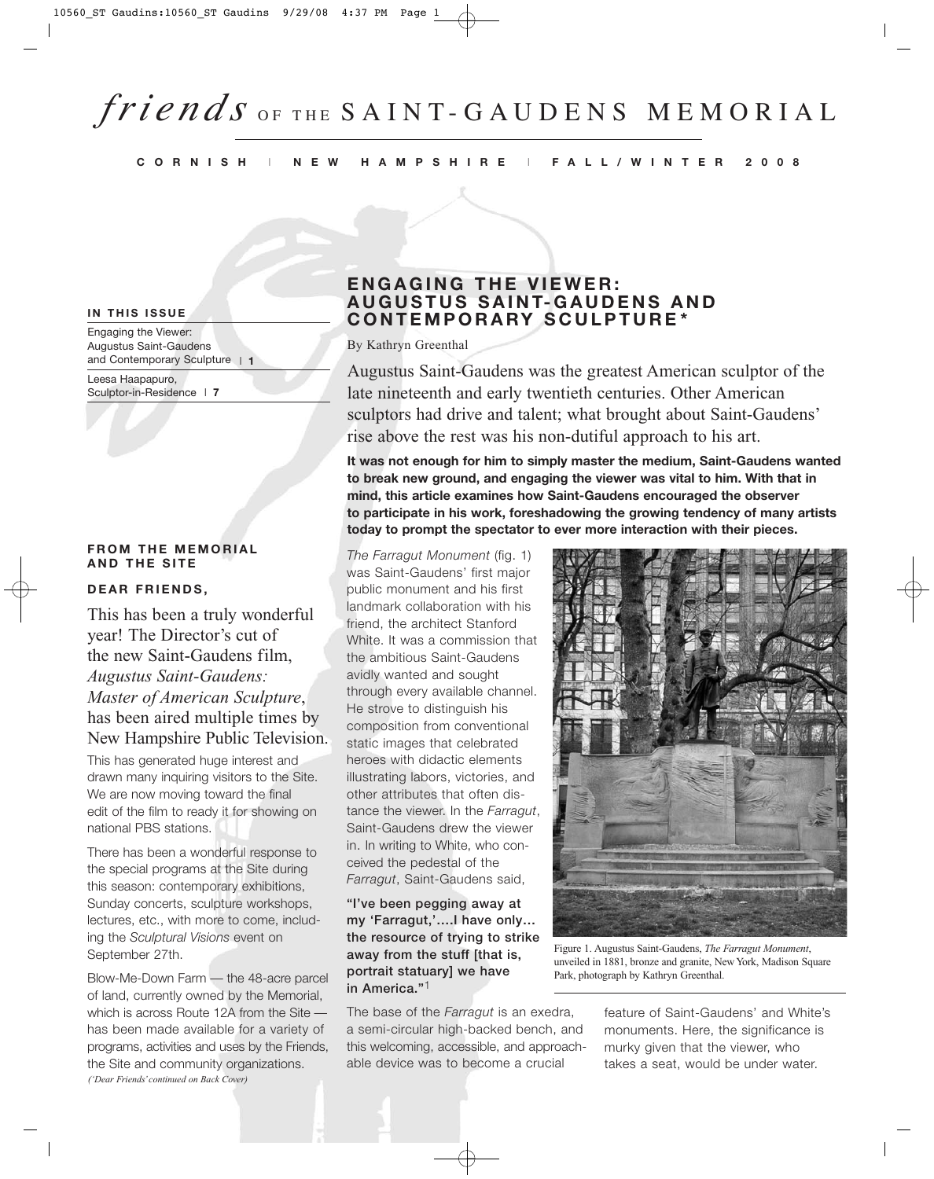# *friends* OF THE SAINT-GAUDENS MEMORIAL

**CORNISH | NEW HAMPSHIRE | FALL/WINTER 2008**

**IN THIS ISSUE**

Engaging the Viewer: Augustus Saint-Gaudens and Contemporary Sculpture | 1

Leesa Haapapuro, Sculptor-in-Residence | 7

## ENGAGING THE VIEWER: AUGUSTUS SAINT-GAUDENS AND CONTEMPORARY SCULPTURE*

By Kathryn Greenthal

Augustus Saint-Gaudens was the greatest American sculptor of the late nineteenth and early twentieth centuries. Other American sculptors had drive and talent; what brought about Saint-Gaudens' rise above the rest was his non-dutiful approach to his art.

**It was not enough for him to simply master the medium, Saint-Gaudens wanted to break new ground, and engaging the viewer was vital to him. With that in mind, this article examines how Saint-Gaudens encouraged the observer to participate in his work, foreshadowing the growing tendency of many artists today to prompt the spectator to ever more interaction with their pieces.**

*The Farragut Monument* (fig. 1) was Saint-Gaudens' first major public monument and his first landmark collaboration with his friend, the architect Stanford White. It was a commission that the ambitious Saint-Gaudens avidly wanted and sought through every available channel. He strove to distinguish his composition from conventional static images that celebrated heroes with didactic elements illustrating labors, victories, and other attributes that often distance the viewer. In the *Farragut*, Saint-Gaudens drew the viewer in. In writing to White, who conceived the pedestal of the *Farragut*, Saint-Gaudens said,

**"I've been pegging away at my 'Farragut,'....I have only... the resource of trying to strike away from the stuff [that is, portrait statuary] we have in America."**[1]

Figure 1. Augustus Saint-Gaudens, *The Farragut Monument*, unveiled in 1881, bronze and granite, New York, Madison Square Park, photograph by Kathryn Greenthal.

The base of the *Farragut* is an exedra, a semi-circular high-backed bench, and this welcoming, accessible, and approachable device was to become a crucial feature of Saint-Gaudens' and White's monuments. Here, the significance is murky given that the viewer, who takes a seat, would be under water.

### FROM THE MEMORIAL AND THE SITE

**DEAR FRIENDS,**

This has been a truly wonderful year! The Director's cut of the new Saint-Gaudens film, *Augustus Saint-Gaudens: Master of American Sculpture*, has been aired multiple times by New Hampshire Public Television.

This has generated huge interest and drawn many inquiring visitors to the Site. We are now moving toward the final edit of the film to ready it for showing on national PBS stations.

There has been a wonderful response to the special programs at the Site during this season: contemporary exhibitions, Sunday concerts, sculpture workshops, lectures, etc., with more to come, including the *Sculptural Visions* event on September 27th.

Blow-Me-Down Farm — the 48-acre parcel of land, currently owned by the Memorial, which is across Route 12A from the Site — has been made available for a variety of programs, activities and uses by the Friends, the Site and community organizations.

*('Dear Friends' continued on Back Cover)*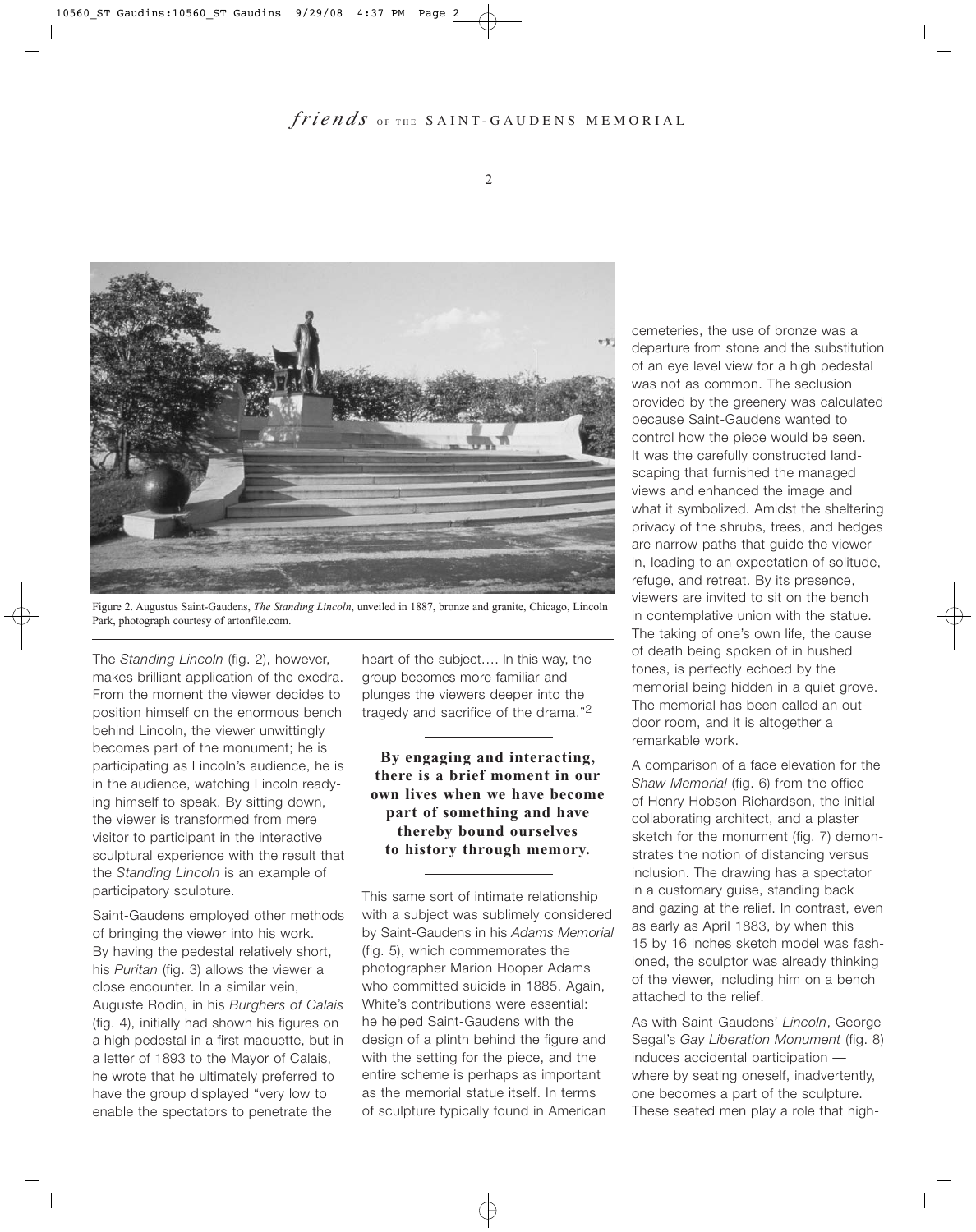Figure 2. Augustus Saint-Gaudens, *The Standing Lincoln*, unveiled in 1887, bronze and granite, Chicago, Lincoln Park, photograph courtesy of artonfile.com.

The *Standing Lincoln* (fig. 2), however, makes brilliant application of the exedra. From the moment the viewer decides to position himself on the enormous bench behind Lincoln, the viewer unwittingly becomes part of the monument; he is participating as Lincoln's audience, he is in the audience, watching Lincoln readying himself to speak. By sitting down, the viewer is transformed from mere visitor to participant in the interactive sculptural experience with the result that the *Standing Lincoln* is an example of participatory sculpture.

Saint-Gaudens employed other methods of bringing the viewer into his work. By having the pedestal relatively short, his *Puritan* (fig. 3) allows the viewer a close encounter. In a similar vein, Auguste Rodin, in his *Burghers of Calais* (fig. 4), initially had shown his figures on a high pedestal in a first maquette, but in a letter of 1893 to the Mayor of Calais, he wrote that he ultimately preferred to have the group displayed "very low to enable the spectators to penetrate the heart of the subject…. In this way, the group becomes more familiar and plunges the viewers deeper into the tragedy and sacrifice of the drama."[2]

**By engaging and interacting, there is a brief moment in our own lives when we have become part of something and have thereby bound ourselves to history through memory.**

This same sort of intimate relationship with a subject was sublimely considered by Saint-Gaudens in his *Adams Memorial* (fig. 5), which commemorates the photographer Marion Hooper Adams who committed suicide in 1885. Again, White's contributions were essential: he helped Saint-Gaudens with the design of a plinth behind the figure and with the setting for the piece, and the entire scheme is perhaps as important as the memorial statue itself. In terms of sculpture typically found in American cemeteries, the use of bronze was a departure from stone and the substitution of an eye level view for a high pedestal was not as common. The seclusion provided by the greenery was calculated because Saint-Gaudens wanted to control how the piece would be seen. It was the carefully constructed landscaping that furnished the managed views and enhanced the image and what it symbolized. Amidst the sheltering privacy of the shrubs, trees, and hedges are narrow paths that guide the viewer in, leading to an expectation of solitude, refuge, and retreat. By its presence, viewers are invited to sit on the bench in contemplative union with the statue. The taking of one's own life, the cause of death being spoken of in hushed tones, is perfectly echoed by the memorial being hidden in a quiet grove. The memorial has been called an outdoor room, and it is altogether a remarkable work.

A comparison of a face elevation for the *Shaw Memorial* (fig. 6) from the office of Henry Hobson Richardson, the initial collaborating architect, and a plaster sketch for the monument (fig. 7) demonstrates the notion of distancing versus inclusion. The drawing has a spectator in a customary guise, standing back and gazing at the relief. In contrast, even as early as April 1883, by when this 15 by 16 inches sketch model was fashioned, the sculptor was already thinking of the viewer, including him on a bench attached to the relief.

As with Saint-Gaudens' *Lincoln*, George Segal's *Gay Liberation Monument* (fig. 8) induces accidental participation — where by seating oneself, inadvertently, one becomes a part of the sculpture. These seated men play a role that high-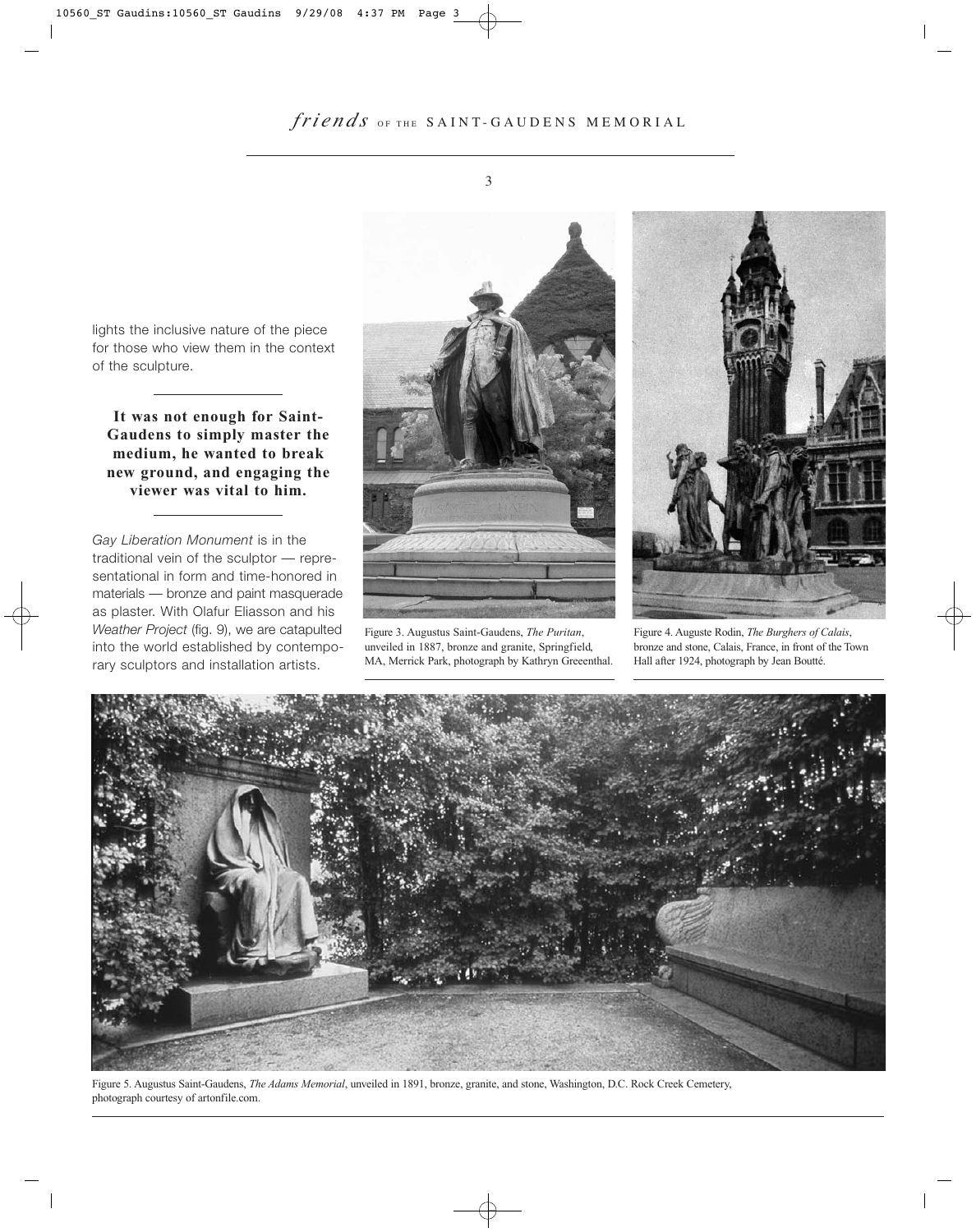lights the inclusive nature of the piece for those who view them in the context of the sculpture.

**It was not enough for Saint-Gaudens to simply master the medium, he wanted to break new ground, and engaging the viewer was vital to him.**

*Gay Liberation Monument* is in the traditional vein of the sculptor — representational in form and time-honored in materials — bronze and paint masquerade as plaster. With Olafur Eliasson and his *Weather Project* (fig. 9), we are catapulted into the world established by contemporary sculptors and installation artists.

Figure 3. Augustus Saint-Gaudens, *The Puritan*, unveiled in 1887, bronze and granite, Springfield, MA, Merrick Park, photograph by Kathryn Greeenthal.

Figure 4. Auguste Rodin, *The Burghers of Calais*, bronze and stone, Calais, France, in front of the Town Hall after 1924, photograph by Jean Boutté.

Figure 5. Augustus Saint-Gaudens, *The Adams Memorial*, unveiled in 1891, bronze, granite, and stone, Washington, D.C. Rock Creek Cemetery, photograph courtesy of artonfile.com.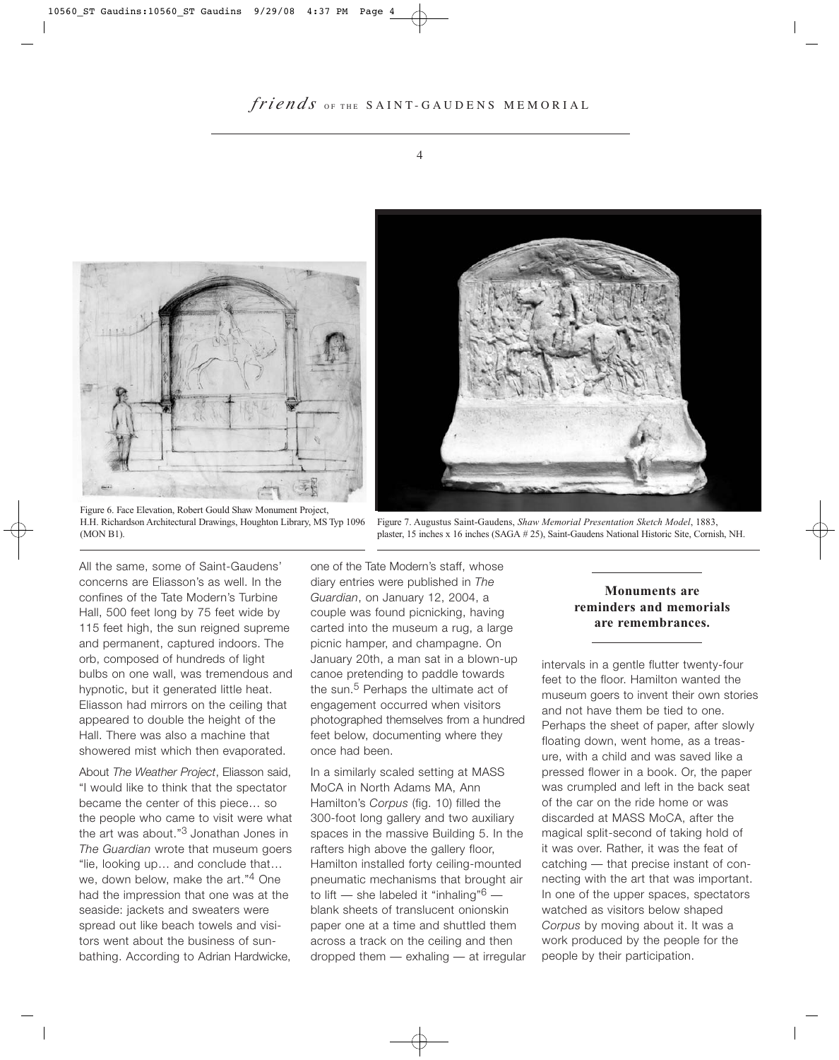Figure 6. Face Elevation, Robert Gould Shaw Monument Project, H.H. Richardson Architectural Drawings, Houghton Library, MS Typ 1096 (MON B1).

Figure 7. Augustus Saint-Gaudens, *Shaw Memorial Presentation Sketch Model*, 1883, plaster, 15 inches x 16 inches (SAGA # 25), Saint-Gaudens National Historic Site, Cornish, NH.

All the same, some of Saint-Gaudens' concerns are Eliasson's as well. In the confines of the Tate Modern's Turbine Hall, 500 feet long by 75 feet wide by 115 feet high, the sun reigned supreme and permanent, captured indoors. The orb, composed of hundreds of light bulbs on one wall, was tremendous and hypnotic, but it generated little heat. Eliasson had mirrors on the ceiling that appeared to double the height of the Hall. There was also a machine that showered mist which then evaporated.

About *The Weather Project*, Eliasson said, "I would like to think that the spectator became the center of this piece… so the people who came to visit were what the art was about."[3] Jonathan Jones in *The Guardian* wrote that museum goers "lie, looking up… and conclude that… we, down below, make the art."[4] One had the impression that one was at the seaside: jackets and sweaters were spread out like beach towels and visitors went about the business of sunbathing. According to Adrian Hardwicke, one of the Tate Modern's staff, whose diary entries were published in *The Guardian*, on January 12, 2004, a couple was found picnicking, having carted into the museum a rug, a large picnic hamper, and champagne. On January 20th, a man sat in a blown-up canoe pretending to paddle towards the sun.[5] Perhaps the ultimate act of engagement occurred when visitors photographed themselves from a hundred feet below, documenting where they once had been.

In a similarly scaled setting at MASS MoCA in North Adams MA, Ann Hamilton's *Corpus* (fig. 10) filled the 300-foot long gallery and two auxiliary spaces in the massive Building 5. In the rafters high above the gallery floor, Hamilton installed forty ceiling-mounted pneumatic mechanisms that brought air to lift — she labeled it "inhaling"[6] — blank sheets of translucent onionskin paper one at a time and shuttled them across a track on the ceiling and then dropped them — exhaling — at irregular intervals in a gentle flutter twenty-four feet to the floor. Hamilton wanted the museum goers to invent their own stories and not have them be tied to one. Perhaps the sheet of paper, after slowly floating down, went home, as a treasure, with a child and was saved like a pressed flower in a book. Or, the paper was crumpled and left in the back seat of the car on the ride home or was discarded at MASS MoCA, after the magical split-second of taking hold of it was over. Rather, it was the feat of catching — that precise instant of connecting with the art that was important. In one of the upper spaces, spectators watched as visitors below shaped *Corpus* by moving about it. It was a work produced by the people for the people by their participation.

**Monuments are reminders and memorials are remembrances.**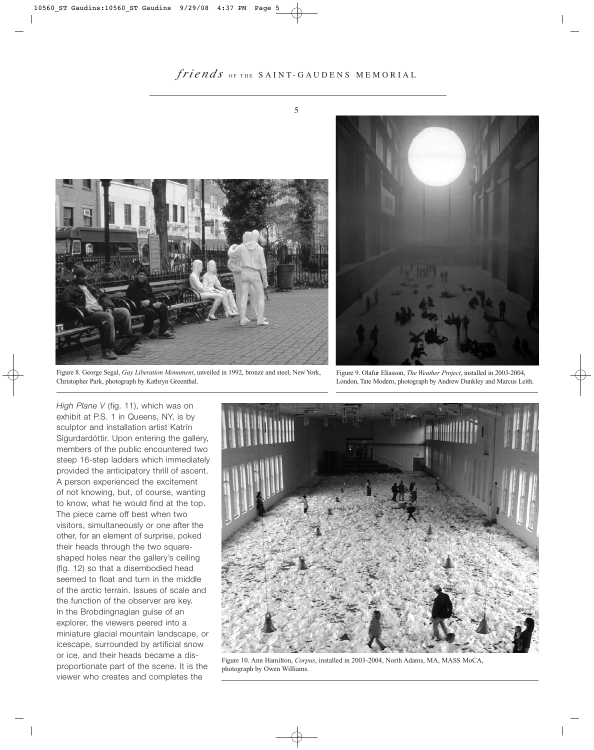Figure 8. George Segal, *Gay Liberation Monument*, unveiled in 1992, bronze and steel, New York, Christopher Park, photograph by Kathryn Greenthal.

Figure 9. Olafur Eliasson, *The Weather Project*, installed in 2003-2004, London, Tate Modern, photograph by Andrew Dunkley and Marcus Leith.

*High Plane V* (fig. 11), which was on exhibit at P.S. 1 in Queens, NY, is by sculptor and installation artist Katrín Sigurdardóttir. Upon entering the gallery, members of the public encountered two steep 16-step ladders which immediately provided the anticipatory thrill of ascent. A person experienced the excitement of not knowing, but, of course, wanting to know, what he would find at the top. The piece came off best when two visitors, simultaneously or one after the other, for an element of surprise, poked their heads through the two square-shaped holes near the gallery's ceiling (fig. 12) so that a disembodied head seemed to float and turn in the middle of the arctic terrain. Issues of scale and the function of the observer are key. In the Brobdingnagian guise of an explorer, the viewers peered into a miniature glacial mountain landscape, or icescape, surrounded by artificial snow or ice, and their heads became a disproportionate part of the scene. It is the viewer who creates and completes the

Figure 10. Ann Hamilton, *Corpus*, installed in 2003-2004, North Adams, MA, MASS MoCA, photograph by Owen Williams.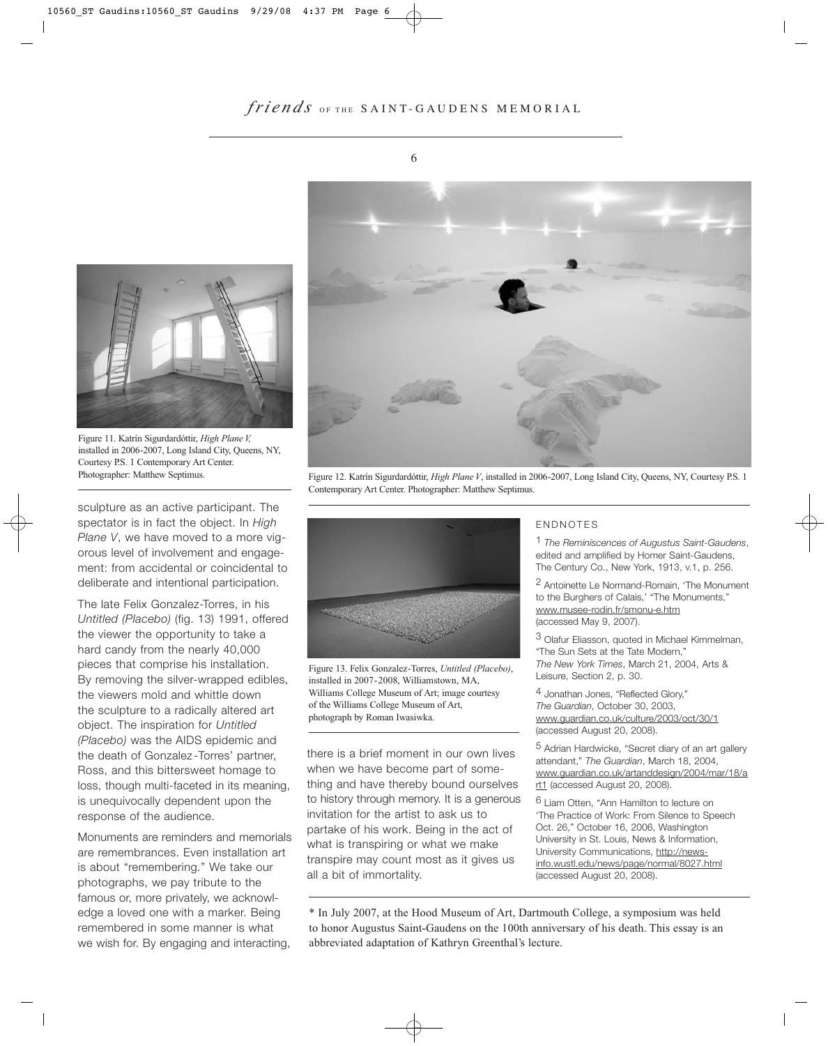Figure 11. Katrín Sigurdardóttir, *High Plane V,* installed in 2006-2007, Long Island City, Queens, NY, Courtesy P.S. 1 Contemporary Art Center. Photographer: Matthew Septimus.

Figure 12. Katrín Sigurdardóttir, *High Plane V*, installed in 2006-2007, Long Island City, Queens, NY, Courtesy P.S. 1 Contemporary Art Center. Photographer: Matthew Septimus.

sculpture as an active participant. The spectator is in fact the object. In *High Plane V*, we have moved to a more vigorous level of involvement and engagement: from accidental or coincidental to deliberate and intentional participation.

The late Felix Gonzalez-Torres, in his *Untitled (Placebo)* (fig. 13) 1991, offered the viewer the opportunity to take a hard candy from the nearly 40,000 pieces that comprise his installation. By removing the silver-wrapped edibles, the viewers mold and whittle down the sculpture to a radically altered art object. The inspiration for *Untitled (Placebo)* was the AIDS epidemic and the death of Gonzalez-Torres' partner, Ross, and this bittersweet homage to loss, though multi-faceted in its meaning, is unequivocally dependent upon the response of the audience.

Monuments are reminders and memorials are remembrances. Even installation art is about "remembering." We take our photographs, we pay tribute to the famous or, more privately, we acknowledge a loved one with a marker. Being remembered in some manner is what we wish for. By engaging and interacting, there is a brief moment in our own lives when we have become part of something and have thereby bound ourselves to history through memory. It is a generous invitation for the artist to ask us to partake of his work. Being in the act of what is transpiring or what we make transpire may count most as it gives us all a bit of immortality.

Figure 13. Felix Gonzalez-Torres, *Untitled (Placebo)*, installed in 2007-2008, Williamstown, MA, Williams College Museum of Art; image courtesy of the Williams College Museum of Art, photograph by Roman Iwasiwka.

## ENDNOTES

1 *The Reminiscences of Augustus Saint-Gaudens*, edited and amplified by Homer Saint-Gaudens, The Century Co., New York, 1913, v.1, p. 256.

2 Antoinette Le Normand-Romain, 'The Monument to the Burghers of Calais,' "The Monuments," www.musee-rodin.fr/smonu-e.htm (accessed May 9, 2007).

3 Olafur Eliasson, quoted in Michael Kimmelman, "The Sun Sets at the Tate Modern," *The New York Times*, March 21, 2004, Arts & Leisure, Section 2, p. 30.

4 Jonathan Jones, "Reflected Glory," *The Guardian*, October 30, 2003, www.guardian.co.uk/culture/2003/oct/30/1 (accessed August 20, 2008).

5 Adrian Hardwicke, "Secret diary of an art gallery attendant," *The Guardian*, March 18, 2004, www.guardian.co.uk/artanddesign/2004/mar/18/art1 (accessed August 20, 2008).

6 Liam Otten, "Ann Hamilton to lecture on 'The Practice of Work: From Silence to Speech Oct. 26," October 16, 2006, Washington University in St. Louis, News & Information, University Communications, http://news-info.wustl.edu/news/page/normal/8027.html (accessed August 20, 2008).

\* In July 2007, at the Hood Museum of Art, Dartmouth College, a symposium was held to honor Augustus Saint-Gaudens on the 100th anniversary of his death. This essay is an abbreviated adaptation of Kathryn Greenthal's lecture.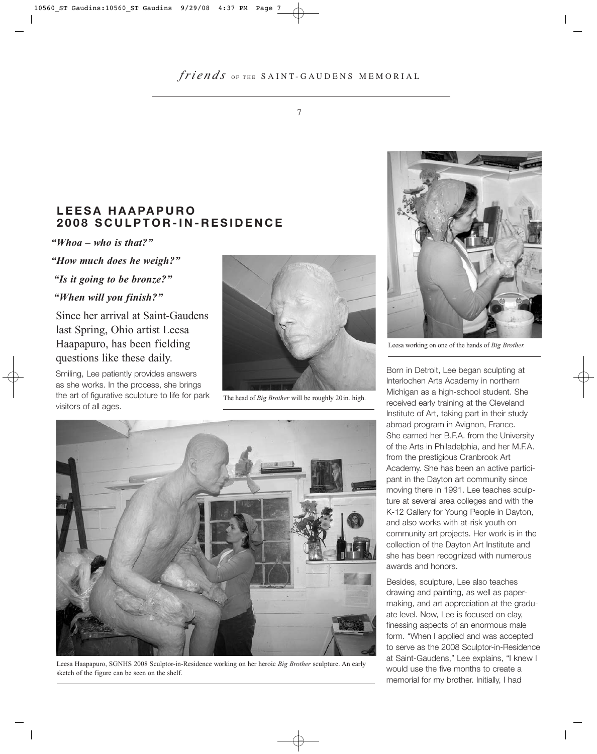## LEESA HAAPAPURO 2008 SCULPTOR-IN-RESIDENCE

***"Whoa – who is that?"***

***"How much does he weigh?"***

***"Is it going to be bronze?"***

***"When will you finish?"***

Since her arrival at Saint-Gaudens last Spring, Ohio artist Leesa Haapapuro, has been fielding questions like these daily.

Smiling, Lee patiently provides answers as she works. In the process, she brings the art of figurative sculpture to life for park visitors of all ages.

The head of *Big Brother* will be roughly 20 in. high.

Leesa Haapapuro, SGNHS 2008 Sculptor-in-Residence working on her heroic *Big Brother* sculpture. An early sketch of the figure can be seen on the shelf.

Leesa working on one of the hands of *Big Brother.*

Born in Detroit, Lee began sculpting at Interlochen Arts Academy in northern Michigan as a high-school student. She received early training at the Cleveland Institute of Art, taking part in their study abroad program in Avignon, France. She earned her B.F.A. from the University of the Arts in Philadelphia, and her M.F.A. from the prestigious Cranbrook Art Academy. She has been an active participant in the Dayton art community since moving there in 1991. Lee teaches sculpture at several area colleges and with the K-12 Gallery for Young People in Dayton, and also works with at-risk youth on community art projects. Her work is in the collection of the Dayton Art Institute and she has been recognized with numerous awards and honors.

Besides, sculpture, Lee also teaches drawing and painting, as well as papermaking, and art appreciation at the graduate level. Now, Lee is focused on clay, finessing aspects of an enormous male form. "When I applied and was accepted to serve as the 2008 Sculptor-in-Residence at Saint-Gaudens," Lee explains, "I knew I would use the five months to create a memorial for my brother. Initially, I had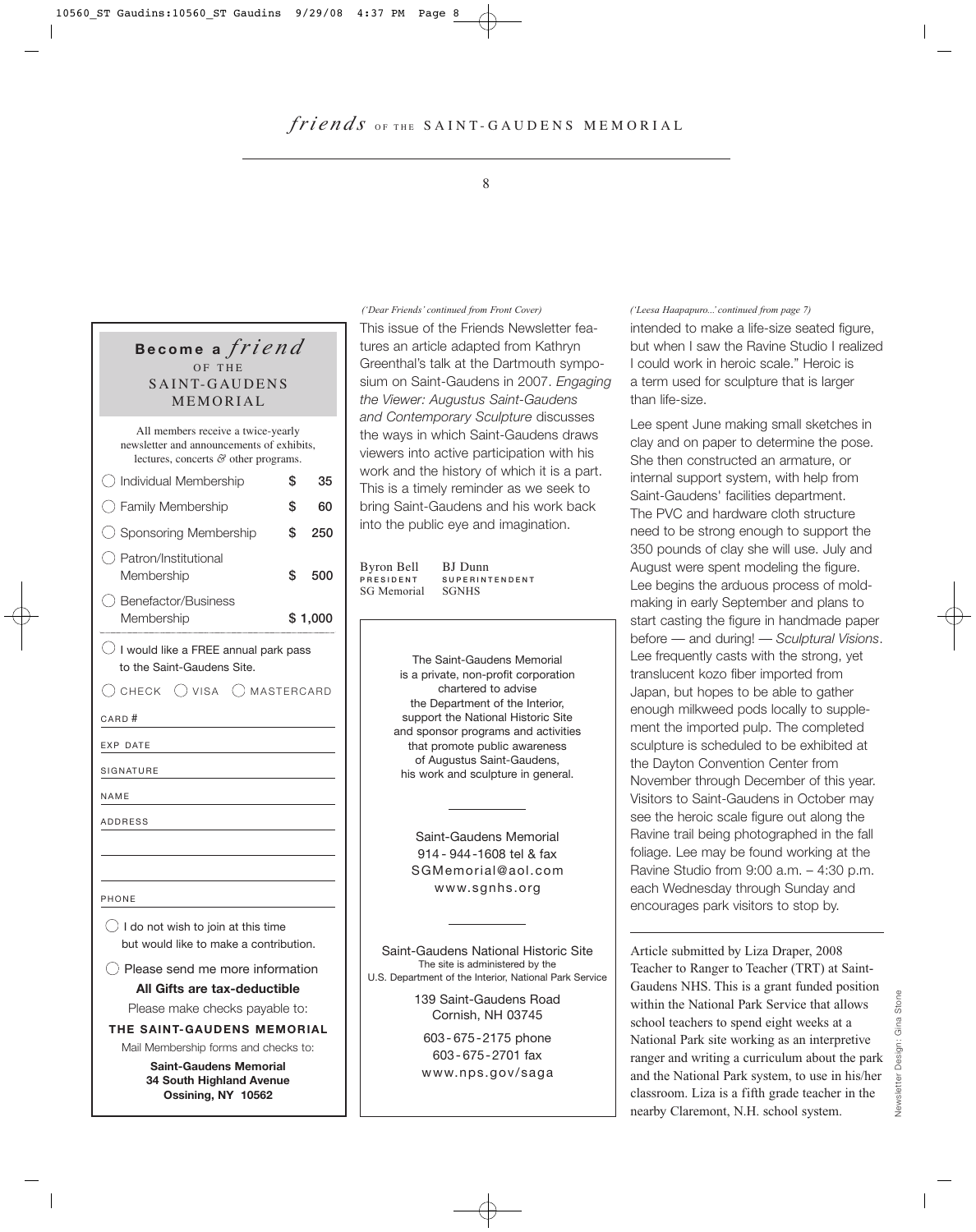## Become a *friend* OF THE SAINT-GAUDENS MEMORIAL

All members receive a twice-yearly newsletter and announcements of exhibits, lectures, concerts & other programs.

| | |
|---|---|
| ◯ Individual Membership | $ 35 |
| ◯ Family Membership | $ 60 |
| ◯ Sponsoring Membership | $ 250 |
| ◯ Patron/Institutional Membership | $ 500 |
| ◯ Benefactor/Business Membership | $ 1,000 |

◯ I would like a FREE annual park pass to the Saint-Gaudens Site.

◯ CHECK ◯ VISA ◯ MASTERCARD

CARD #

EXP DATE

SIGNATURE

NAME

ADDRESS

PHONE

◯ I do not wish to join at this time but would like to make a contribution.

◯ Please send me more information

**All Gifts are tax-deductible**

Please make checks payable to:

**THE SAINT-GAUDENS MEMORIAL**

Mail Membership forms and checks to:

**Saint-Gaudens Memorial**
**34 South Highland Avenue**
**Ossining, NY 10562**

*('Dear Friends' continued from Front Cover)*

This issue of the Friends Newsletter features an article adapted from Kathryn Greenthal's talk at the Dartmouth symposium on Saint-Gaudens in 2007. *Engaging the Viewer: Augustus Saint-Gaudens and Contemporary Sculpture* discusses the ways in which Saint-Gaudens draws viewers into active participation with his work and the history of which it is a part. This is a timely reminder as we seek to bring Saint-Gaudens and his work back into the public eye and imagination.

Byron Bell
PRESIDENT
SG Memorial

BJ Dunn
SUPERINTENDENT
SGNHS

The Saint-Gaudens Memorial is a private, non-profit corporation chartered to advise the Department of the Interior, support the National Historic Site and sponsor programs and activities that promote public awareness of Augustus Saint-Gaudens, his work and sculpture in general.

Saint-Gaudens Memorial
914 - 944 -1608 tel & fax
SGMemorial@aol.com
www.sgnhs.org

Saint-Gaudens National Historic Site
The site is administered by the U.S. Department of the Interior, National Park Service

139 Saint-Gaudens Road
Cornish, NH 03745

603 - 675 - 2175 phone
603 - 675 - 2701 fax
www.nps.gov/saga

*('Leesa Haapapuro...' continued from page 7)*

intended to make a life-size seated figure, but when I saw the Ravine Studio I realized I could work in heroic scale." Heroic is a term used for sculpture that is larger than life-size.

Lee spent June making small sketches in clay and on paper to determine the pose. She then constructed an armature, or internal support system, with help from Saint-Gaudens' facilities department. The PVC and hardware cloth structure need to be strong enough to support the 350 pounds of clay she will use. July and August were spent modeling the figure. Lee begins the arduous process of moldmaking in early September and plans to start casting the figure in handmade paper before — and during! — *Sculptural Visions*. Lee frequently casts with the strong, yet translucent kozo fiber imported from Japan, but hopes to be able to gather enough milkweed pods locally to supplement the imported pulp. The completed sculpture is scheduled to be exhibited at the Dayton Convention Center from November through December of this year. Visitors to Saint-Gaudens in October may see the heroic scale figure out along the Ravine trail being photographed in the fall foliage. Lee may be found working at the Ravine Studio from 9:00 a.m. – 4:30 p.m. each Wednesday through Sunday and encourages park visitors to stop by.

Article submitted by Liza Draper, 2008 Teacher to Ranger to Teacher (TRT) at Saint-Gaudens NHS. This is a grant funded position within the National Park Service that allows school teachers to spend eight weeks at a National Park site working as an interpretive ranger and writing a curriculum about the park and the National Park system, to use in his/her classroom. Liza is a fifth grade teacher in the nearby Claremont, N.H. school system.

Newsletter Design: Gina Stone